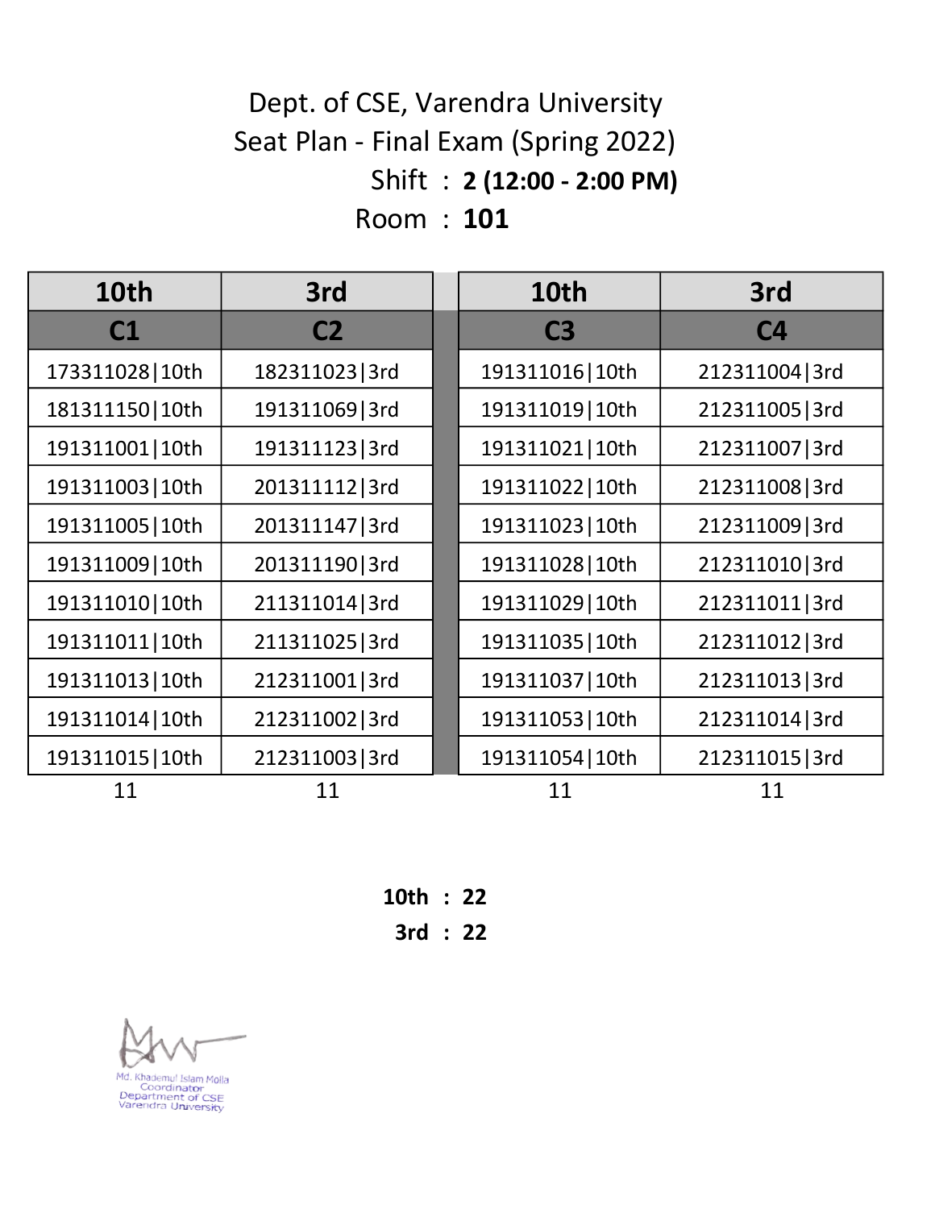# Dept. of CSE, Varendra University

## Seat Plan - Final Exam (Spring 2022)

Shift : **2 (12:00 - 2:00 PM)**

Room : **101**

| 10th | 3rd | 10th | 3rd |
|---|---|---|---|
| **C1** | **C2** | **C3** | **C4** |
| 173311028\|10th | 182311023\|3rd | 191311016\|10th | 212311004\|3rd |
| 181311150\|10th | 191311069\|3rd | 191311019\|10th | 212311005\|3rd |
| 191311001\|10th | 191311123\|3rd | 191311021\|10th | 212311007\|3rd |
| 191311003\|10th | 201311112\|3rd | 191311022\|10th | 212311008\|3rd |
| 191311005\|10th | 201311147\|3rd | 191311023\|10th | 212311009\|3rd |
| 191311009\|10th | 201311190\|3rd | 191311028\|10th | 212311010\|3rd |
| 191311010\|10th | 211311014\|3rd | 191311029\|10th | 212311011\|3rd |
| 191311011\|10th | 211311025\|3rd | 191311035\|10th | 212311012\|3rd |
| 191311013\|10th | 212311001\|3rd | 191311037\|10th | 212311013\|3rd |
| 191311014\|10th | 212311002\|3rd | 191311053\|10th | 212311014\|3rd |
| 191311015\|10th | 212311003\|3rd | 191311054\|10th | 212311015\|3rd |
| 11 | 11 | 11 | 11 |

**10th : 22**

**3rd : 22**

Md. Khademul Islam Molla
Coordinator
Department of CSE
Varendra University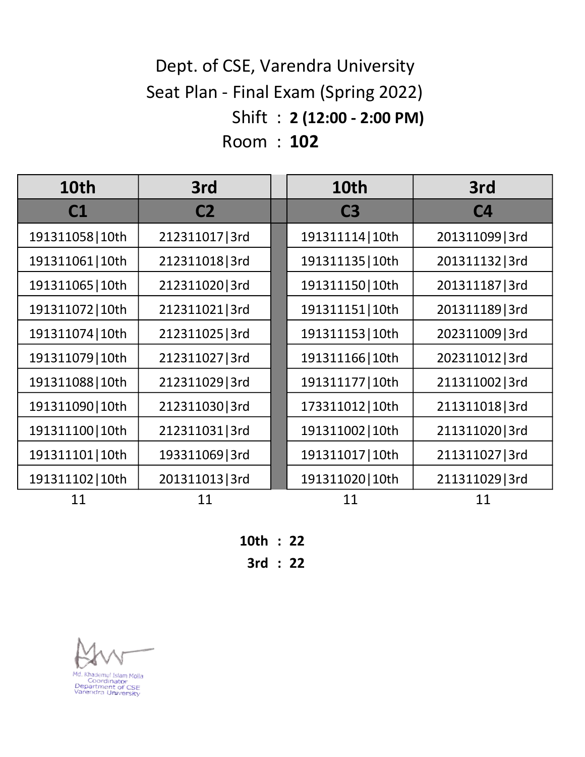Dept. of CSE, Varendra University

Seat Plan - Final Exam (Spring 2022)

Shift : **2 (12:00 - 2:00 PM)**

Room : **102**

| 10th | 3rd | | 10th | 3rd |
|---|---|---|---|---|
| **C1** | **C2** | | **C3** | **C4** |
| 191311058\|10th | 212311017\|3rd | | 191311114\|10th | 201311099\|3rd |
| 191311061\|10th | 212311018\|3rd | | 191311135\|10th | 201311132\|3rd |
| 191311065\|10th | 212311020\|3rd | | 191311150\|10th | 201311187\|3rd |
| 191311072\|10th | 212311021\|3rd | | 191311151\|10th | 201311189\|3rd |
| 191311074\|10th | 212311025\|3rd | | 191311153\|10th | 202311009\|3rd |
| 191311079\|10th | 212311027\|3rd | | 191311166\|10th | 202311012\|3rd |
| 191311088\|10th | 212311029\|3rd | | 191311177\|10th | 211311002\|3rd |
| 191311090\|10th | 212311030\|3rd | | 173311012\|10th | 211311018\|3rd |
| 191311100\|10th | 212311031\|3rd | | 191311002\|10th | 211311020\|3rd |
| 191311101\|10th | 193311069\|3rd | | 191311017\|10th | 211311027\|3rd |
| 191311102\|10th | 201311013\|3rd | | 191311020\|10th | 211311029\|3rd |
| 11 | 11 | | 11 | 11 |

**10th : 22**

**3rd : 22**

Md. Khademul Islam Molla
Coordinator
Department of CSE
Varendra University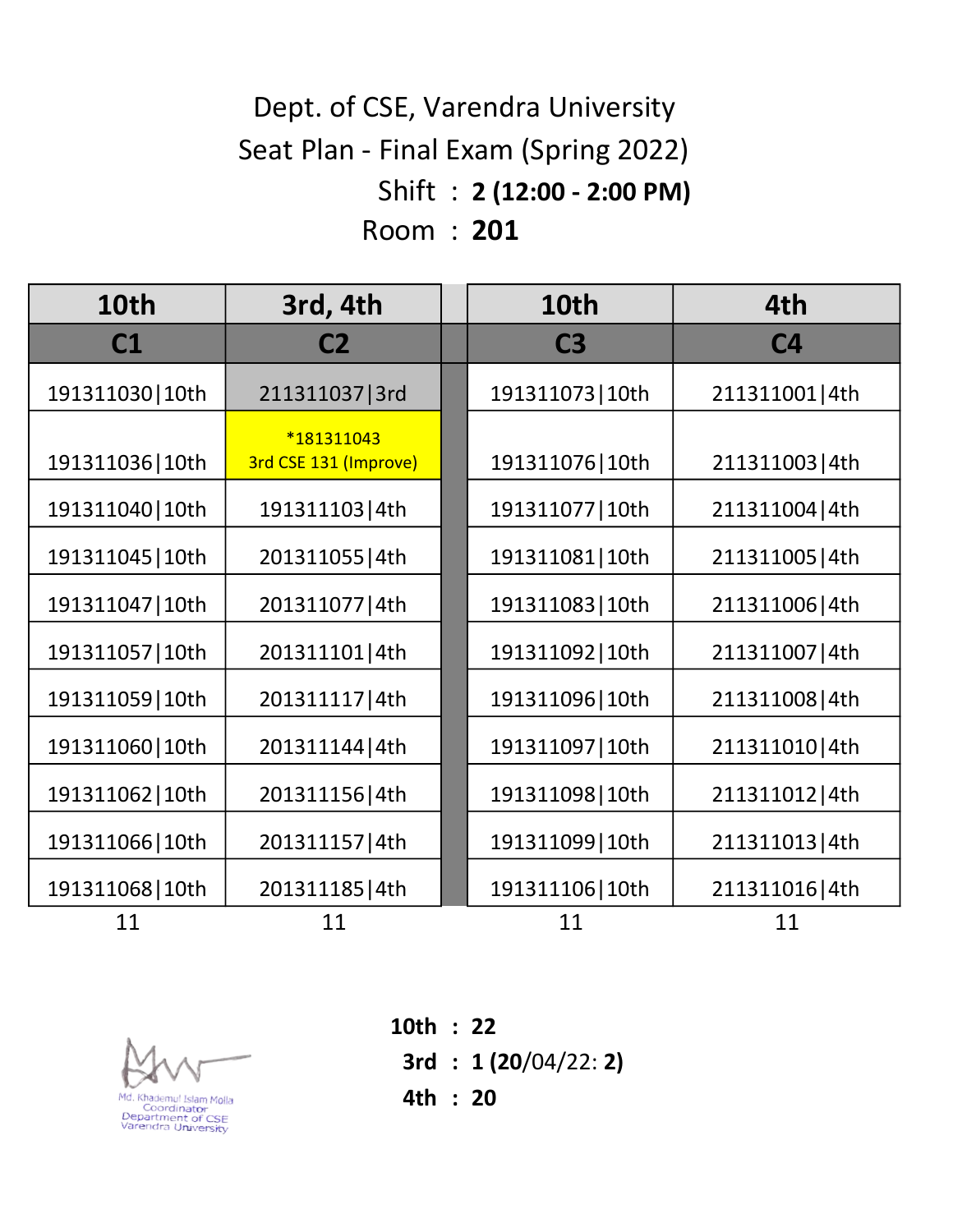# Dept. of CSE, Varendra University

## Seat Plan - Final Exam (Spring 2022)

Shift : **2 (12:00 - 2:00 PM)**

Room : **201**

| 10th | 3rd, 4th | 10th | 4th |
|---|---|---|---|
| **C1** | **C2** | **C3** | **C4** |
| 191311030\|10th | 211311037\|3rd | 191311073\|10th | 211311001\|4th |
| 191311036\|10th | *181311043 3rd CSE 131 (Improve) | 191311076\|10th | 211311003\|4th |
| 191311040\|10th | 191311103\|4th | 191311077\|10th | 211311004\|4th |
| 191311045\|10th | 201311055\|4th | 191311081\|10th | 211311005\|4th |
| 191311047\|10th | 201311077\|4th | 191311083\|10th | 211311006\|4th |
| 191311057\|10th | 201311101\|4th | 191311092\|10th | 211311007\|4th |
| 191311059\|10th | 201311117\|4th | 191311096\|10th | 211311008\|4th |
| 191311060\|10th | 201311144\|4th | 191311097\|10th | 211311010\|4th |
| 191311062\|10th | 201311156\|4th | 191311098\|10th | 211311012\|4th |
| 191311066\|10th | 201311157\|4th | 191311099\|10th | 211311013\|4th |
| 191311068\|10th | 201311185\|4th | 191311106\|10th | 211311016\|4th |
| 11 | 11 | 11 | 11 |

**10th** : **22**

**3rd** : **1 (20**/04/22: **2)**

**4th** : **20**

Md. Khademul Islam Molla
Coordinator
Department of CSE
Varendra University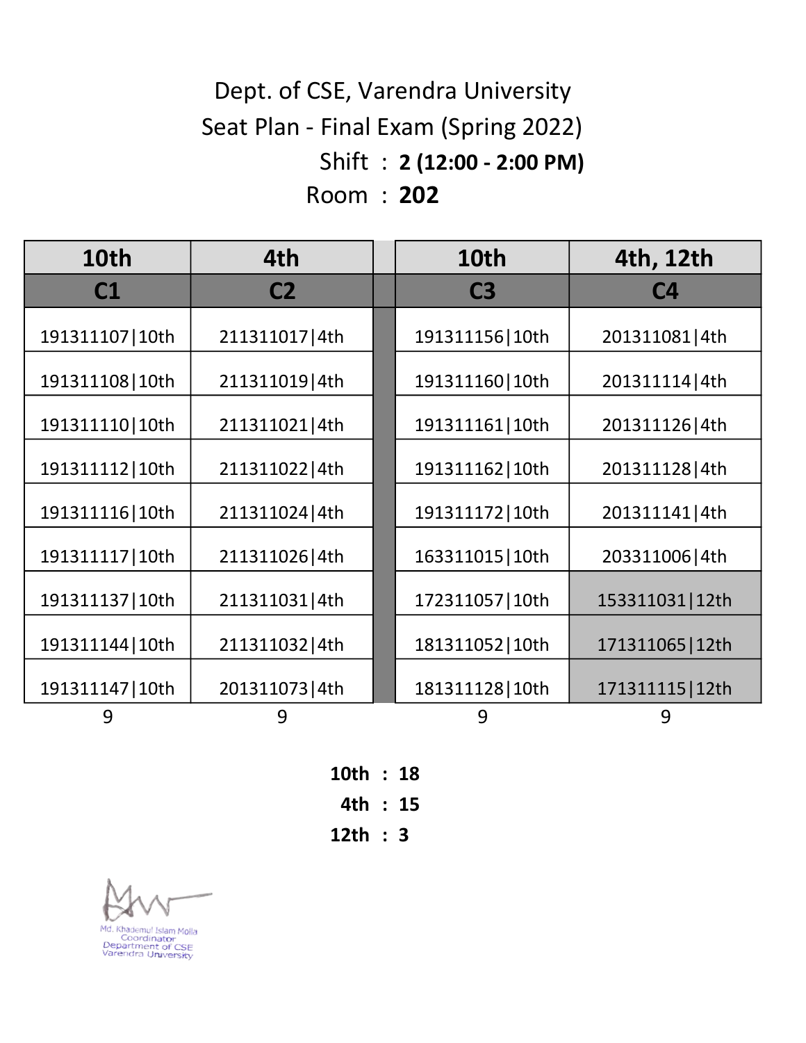Dept. of CSE, Varendra University

Seat Plan - Final Exam (Spring 2022)

Shift : **2 (12:00 - 2:00 PM)**

Room : **202**

| 10th | 4th | | 10th | 4th, 12th |
|---|---|---|---|---|
| **C1** | **C2** | | **C3** | **C4** |
| 191311107\|10th | 211311017\|4th | | 191311156\|10th | 201311081\|4th |
| 191311108\|10th | 211311019\|4th | | 191311160\|10th | 201311114\|4th |
| 191311110\|10th | 211311021\|4th | | 191311161\|10th | 201311126\|4th |
| 191311112\|10th | 211311022\|4th | | 191311162\|10th | 201311128\|4th |
| 191311116\|10th | 211311024\|4th | | 191311172\|10th | 201311141\|4th |
| 191311117\|10th | 211311026\|4th | | 163311015\|10th | 203311006\|4th |
| 191311137\|10th | 211311031\|4th | | 172311057\|10th | 153311031\|12th |
| 191311144\|10th | 211311032\|4th | | 181311052\|10th | 171311065\|12th |
| 191311147\|10th | 201311073\|4th | | 181311128\|10th | 171311115\|12th |
| 9 | 9 | | 9 | 9 |

**10th : 18**

**4th : 15**

**12th : 3**

Md. Khademul Islam Molla
Coordinator
Department of CSE
Varendra University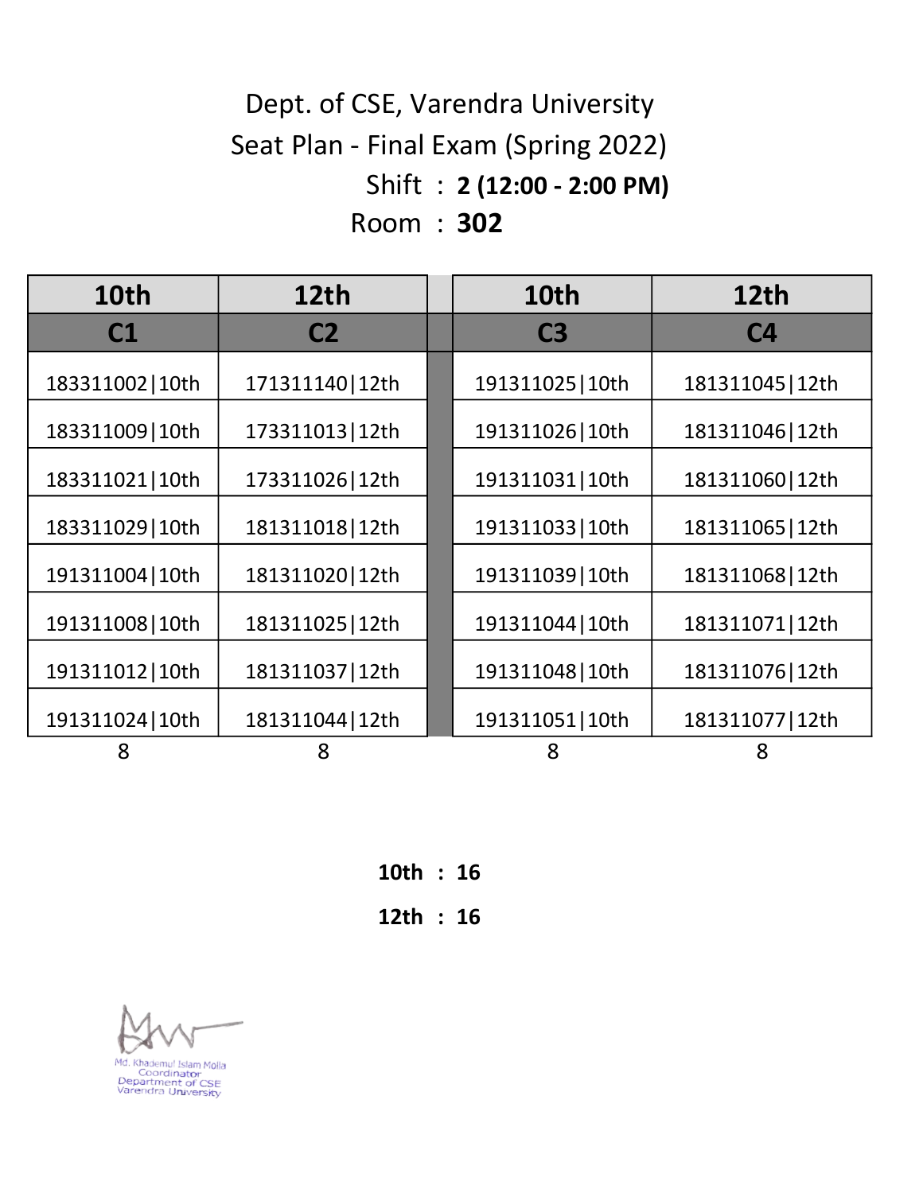Dept. of CSE, Varendra University

Seat Plan - Final Exam (Spring 2022)

Shift : **2 (12:00 - 2:00 PM)**

Room : **302**

| 10th | 12th | 10th | 12th |
|---|---|---|---|
| **C1** | **C2** | **C3** | **C4** |
| 183311002\|10th | 171311140\|12th | 191311025\|10th | 181311045\|12th |
| 183311009\|10th | 173311013\|12th | 191311026\|10th | 181311046\|12th |
| 183311021\|10th | 173311026\|12th | 191311031\|10th | 181311060\|12th |
| 183311029\|10th | 181311018\|12th | 191311033\|10th | 181311065\|12th |
| 191311004\|10th | 181311020\|12th | 191311039\|10th | 181311068\|12th |
| 191311008\|10th | 181311025\|12th | 191311044\|10th | 181311071\|12th |
| 191311012\|10th | 181311037\|12th | 191311048\|10th | 181311076\|12th |
| 191311024\|10th | 181311044\|12th | 191311051\|10th | 181311077\|12th |
| 8 | 8 | 8 | 8 |

**10th : 16**

**12th : 16**

Md. Khademul Islam Molla
Coordinator
Department of CSE
Varendra University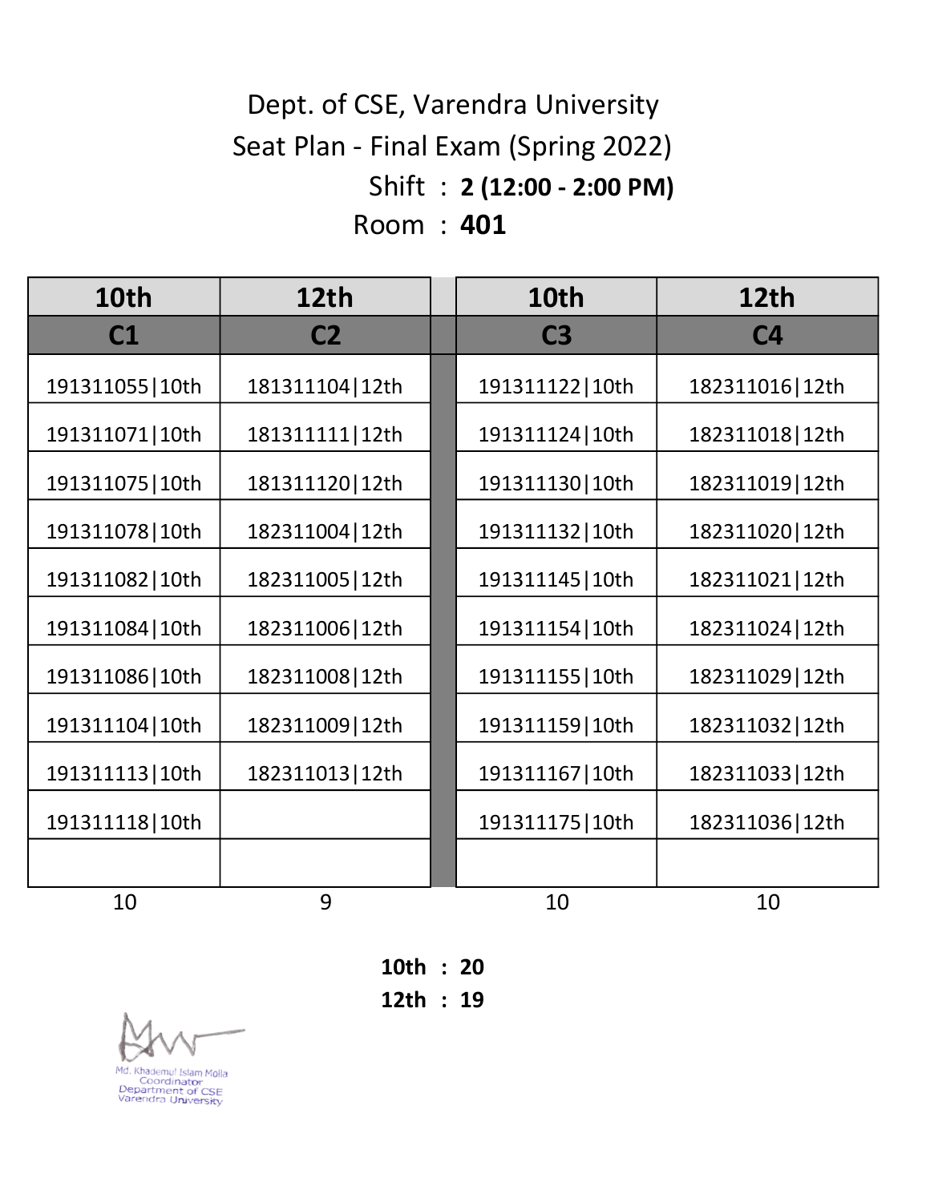Dept. of CSE, Varendra University

Seat Plan - Final Exam (Spring 2022)

Shift : **2 (12:00 - 2:00 PM)**

Room : **401**

| 10th | 12th | | 10th | 12th |
|---|---|---|---|---|
| **C1** | **C2** | | **C3** | **C4** |
| 191311055\|10th | 181311104\|12th | | 191311122\|10th | 182311016\|12th |
| 191311071\|10th | 181311111\|12th | | 191311124\|10th | 182311018\|12th |
| 191311075\|10th | 181311120\|12th | | 191311130\|10th | 182311019\|12th |
| 191311078\|10th | 182311004\|12th | | 191311132\|10th | 182311020\|12th |
| 191311082\|10th | 182311005\|12th | | 191311145\|10th | 182311021\|12th |
| 191311084\|10th | 182311006\|12th | | 191311154\|10th | 182311024\|12th |
| 191311086\|10th | 182311008\|12th | | 191311155\|10th | 182311029\|12th |
| 191311104\|10th | 182311009\|12th | | 191311159\|10th | 182311032\|12th |
| 191311113\|10th | 182311013\|12th | | 191311167\|10th | 182311033\|12th |
| 191311118\|10th | | | 191311175\|10th | 182311036\|12th |
| | | | | |
| 10 | 9 | | 10 | 10 |

**10th : 20**

**12th : 19**

Md. Khademul Islam Molla
Coordinator
Department of CSE
Varendra University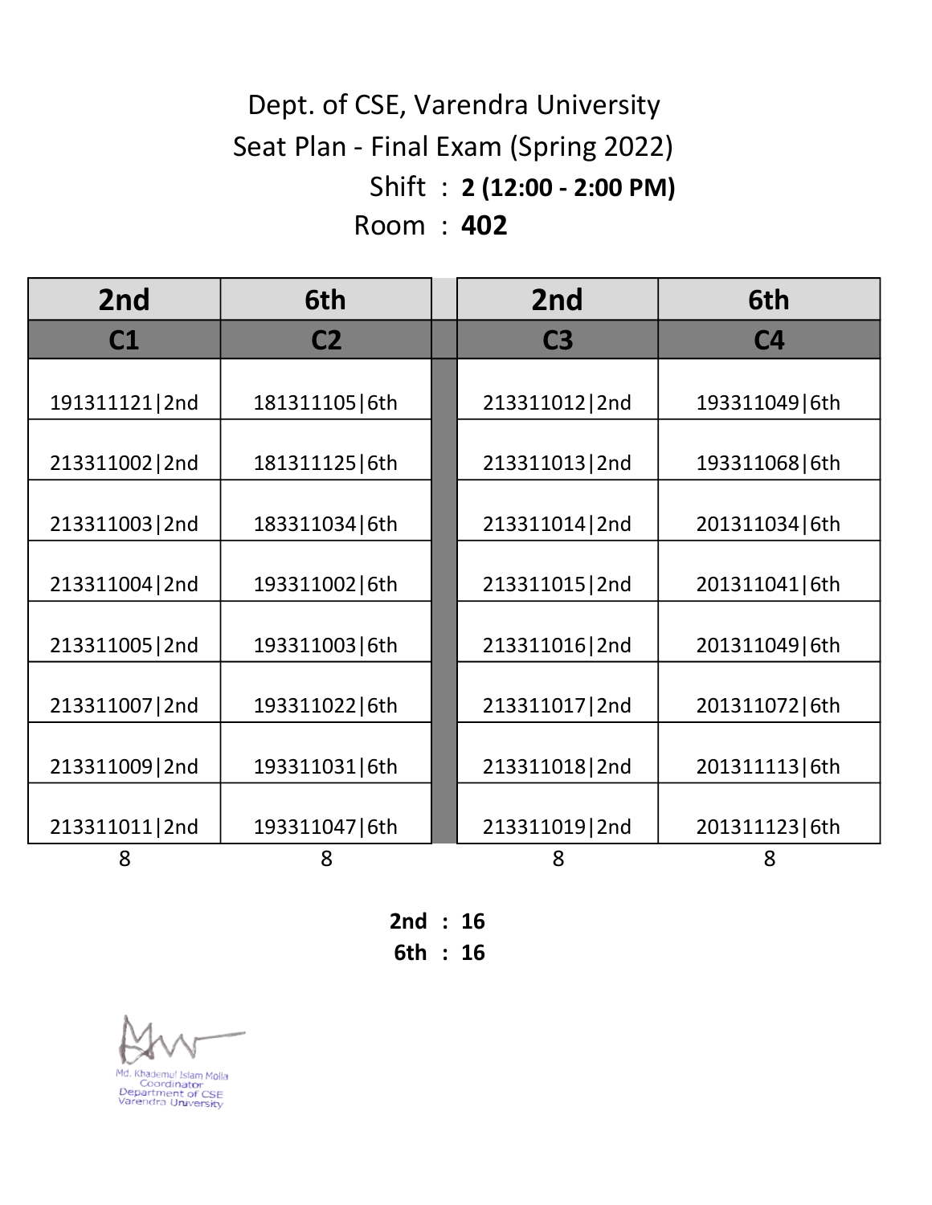Dept. of CSE, Varendra University

Seat Plan - Final Exam (Spring 2022)

Shift : **2 (12:00 - 2:00 PM)**

Room : **402**

| 2nd | 6th | 2nd | 6th |
|---|---|---|---|
| **C1** | **C2** | **C3** | **C4** |
| 191311121\|2nd | 181311105\|6th | 213311012\|2nd | 193311049\|6th |
| 213311002\|2nd | 181311125\|6th | 213311013\|2nd | 193311068\|6th |
| 213311003\|2nd | 183311034\|6th | 213311014\|2nd | 201311034\|6th |
| 213311004\|2nd | 193311002\|6th | 213311015\|2nd | 201311041\|6th |
| 213311005\|2nd | 193311003\|6th | 213311016\|2nd | 201311049\|6th |
| 213311007\|2nd | 193311022\|6th | 213311017\|2nd | 201311072\|6th |
| 213311009\|2nd | 193311031\|6th | 213311018\|2nd | 201311113\|6th |
| 213311011\|2nd | 193311047\|6th | 213311019\|2nd | 201311123\|6th |
| 8 | 8 | 8 | 8 |

**2nd : 16**

**6th : 16**

Md. Khademul Islam Molla
Coordinator
Department of CSE
Varendra University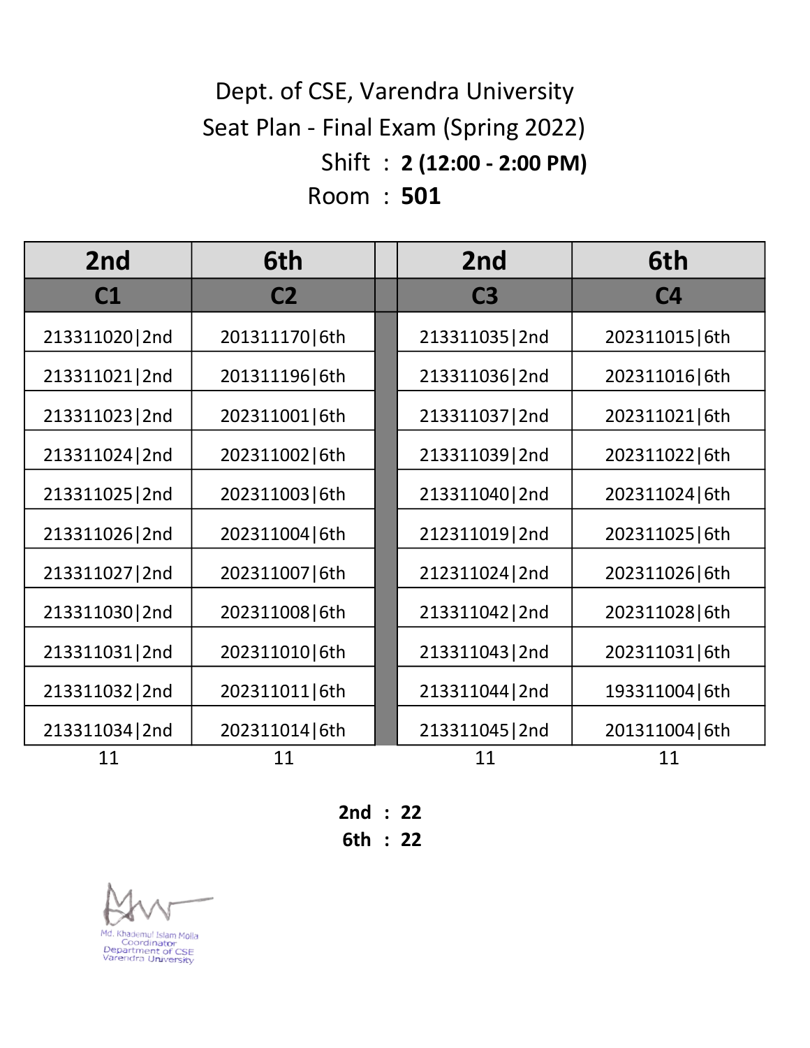Dept. of CSE, Varendra University

Seat Plan - Final Exam (Spring 2022)

Shift : **2 (12:00 - 2:00 PM)**

Room : **501**

| 2nd | 6th | 2nd | 6th |
|---|---|---|---|
| **C1** | **C2** | **C3** | **C4** |
| 213311020\|2nd | 201311170\|6th | 213311035\|2nd | 202311015\|6th |
| 213311021\|2nd | 201311196\|6th | 213311036\|2nd | 202311016\|6th |
| 213311023\|2nd | 202311001\|6th | 213311037\|2nd | 202311021\|6th |
| 213311024\|2nd | 202311002\|6th | 213311039\|2nd | 202311022\|6th |
| 213311025\|2nd | 202311003\|6th | 213311040\|2nd | 202311024\|6th |
| 213311026\|2nd | 202311004\|6th | 212311019\|2nd | 202311025\|6th |
| 213311027\|2nd | 202311007\|6th | 212311024\|2nd | 202311026\|6th |
| 213311030\|2nd | 202311008\|6th | 213311042\|2nd | 202311028\|6th |
| 213311031\|2nd | 202311010\|6th | 213311043\|2nd | 202311031\|6th |
| 213311032\|2nd | 202311011\|6th | 213311044\|2nd | 193311004\|6th |
| 213311034\|2nd | 202311014\|6th | 213311045\|2nd | 201311004\|6th |
| 11 | 11 | 11 | 11 |

**2nd : 22**

**6th : 22**

Md. Khademul Islam Molla
Coordinator
Department of CSE
Varendra University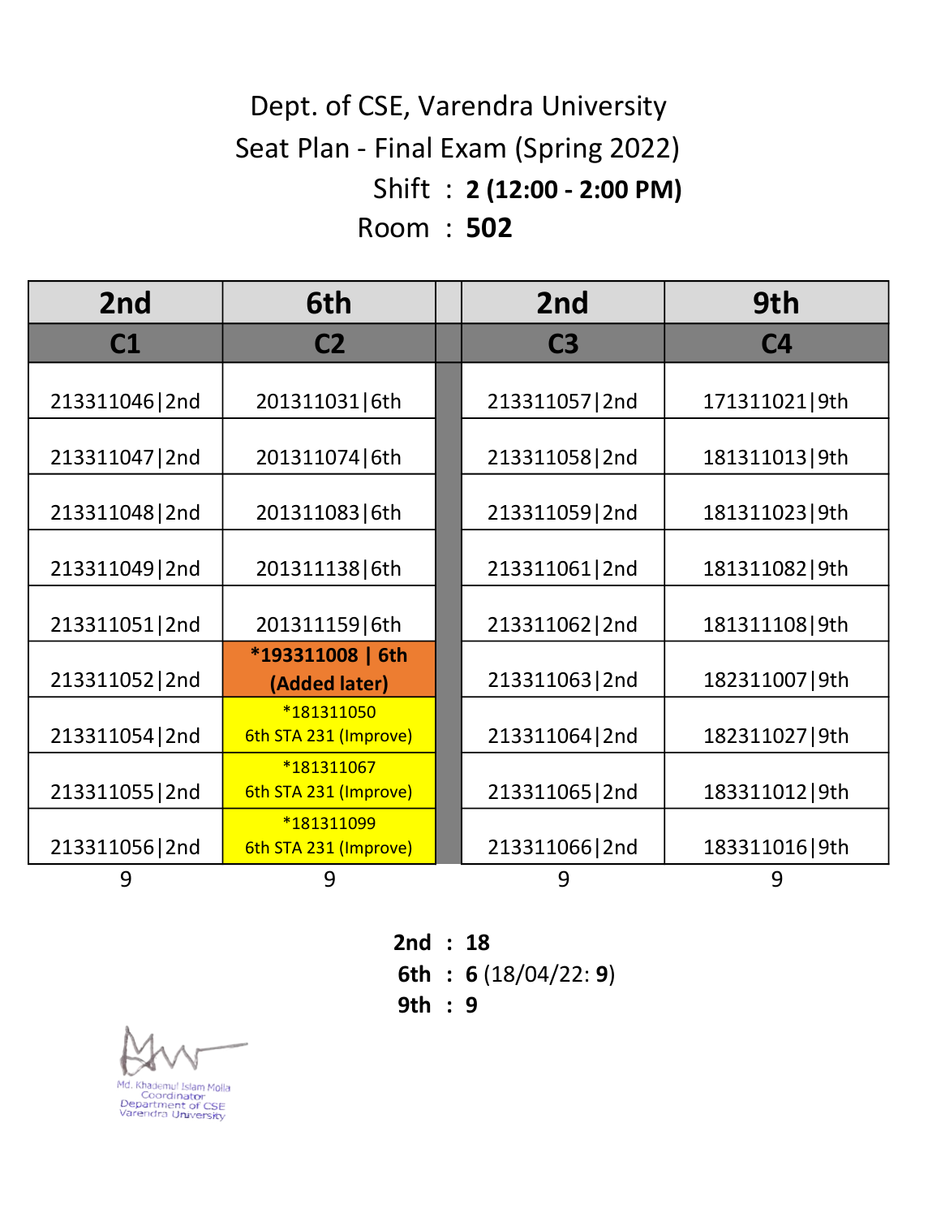Dept. of CSE, Varendra University

Seat Plan - Final Exam (Spring 2022)

Shift : **2 (12:00 - 2:00 PM)**

Room : **502**

| 2nd | 6th | | 2nd | 9th |
|---|---|---|---|---|
| **C1** | **C2** | | **C3** | **C4** |
| 213311046\|2nd | 201311031\|6th | | 213311057\|2nd | 171311021\|9th |
| 213311047\|2nd | 201311074\|6th | | 213311058\|2nd | 181311013\|9th |
| 213311048\|2nd | 201311083\|6th | | 213311059\|2nd | 181311023\|9th |
| 213311049\|2nd | 201311138\|6th | | 213311061\|2nd | 181311082\|9th |
| 213311051\|2nd | 201311159\|6th | | 213311062\|2nd | 181311108\|9th |
| 213311052\|2nd | **\*193311008 \| 6th (Added later)** | | 213311063\|2nd | 182311007\|9th |
| 213311054\|2nd | \*181311050 6th STA 231 (Improve) | | 213311064\|2nd | 182311027\|9th |
| 213311055\|2nd | \*181311067 6th STA 231 (Improve) | | 213311065\|2nd | 183311012\|9th |
| 213311056\|2nd | \*181311099 6th STA 231 (Improve) | | 213311066\|2nd | 183311016\|9th |
| 9 | 9 | | 9 | 9 |

**2nd** : **18**

**6th** : **6** (18/04/22: **9**)

**9th** : **9**

Md. Khademul Islam Molla
Coordinator
Department of CSE
Varendra University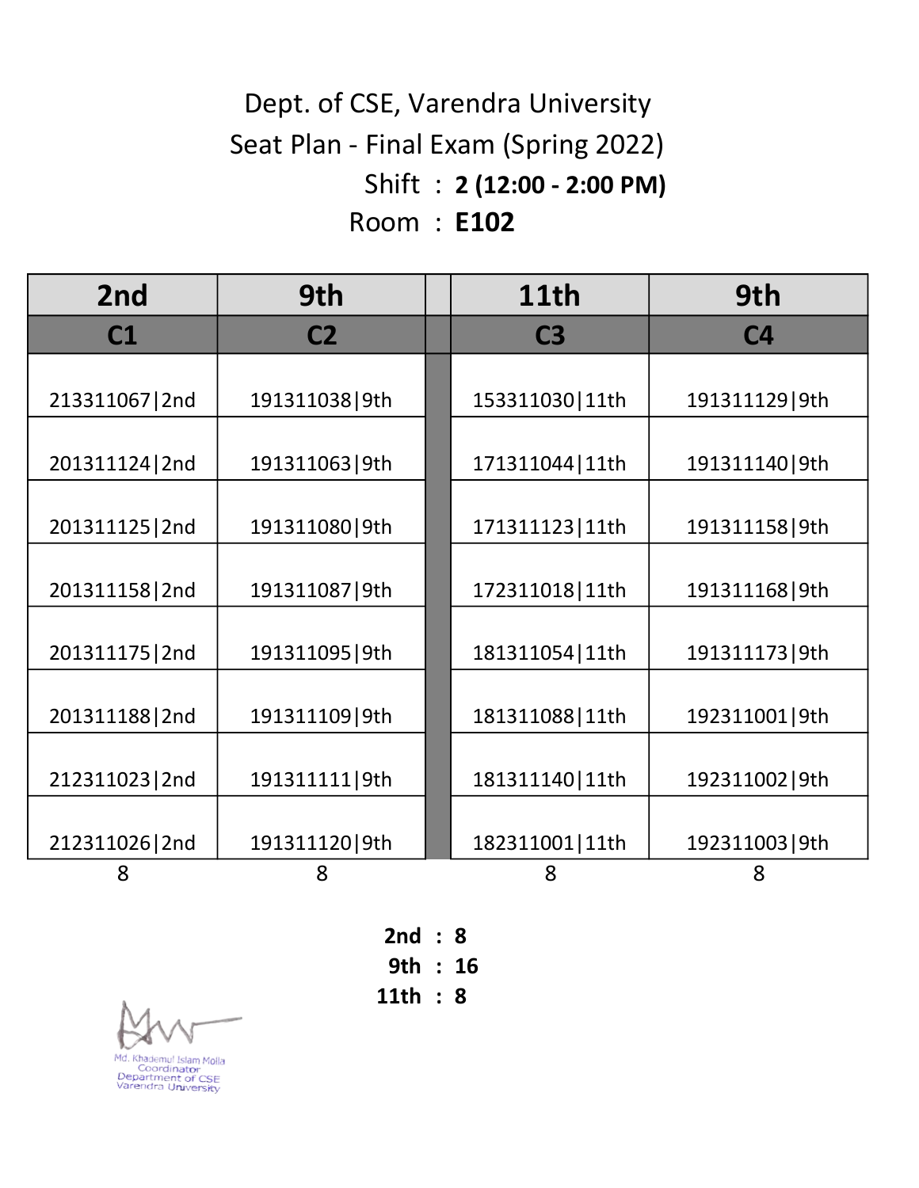Dept. of CSE, Varendra University

Seat Plan - Final Exam (Spring 2022)

Shift : **2 (12:00 - 2:00 PM)**

Room : **E102**

| 2nd | 9th | | 11th | 9th |
|---|---|---|---|---|
| **C1** | **C2** | | **C3** | **C4** |
| 213311067\|2nd | 191311038\|9th | | 153311030\|11th | 191311129\|9th |
| 201311124\|2nd | 191311063\|9th | | 171311044\|11th | 191311140\|9th |
| 201311125\|2nd | 191311080\|9th | | 171311123\|11th | 191311158\|9th |
| 201311158\|2nd | 191311087\|9th | | 172311018\|11th | 191311168\|9th |
| 201311175\|2nd | 191311095\|9th | | 181311054\|11th | 191311173\|9th |
| 201311188\|2nd | 191311109\|9th | | 181311088\|11th | 192311001\|9th |
| 212311023\|2nd | 191311111\|9th | | 181311140\|11th | 192311002\|9th |
| 212311026\|2nd | 191311120\|9th | | 182311001\|11th | 192311003\|9th |
| 8 | 8 | | 8 | 8 |

**2nd : 8**

**9th : 16**

**11th : 8**

Md. Khademul Islam Molla
Coordinator
Department of CSE
Varendra University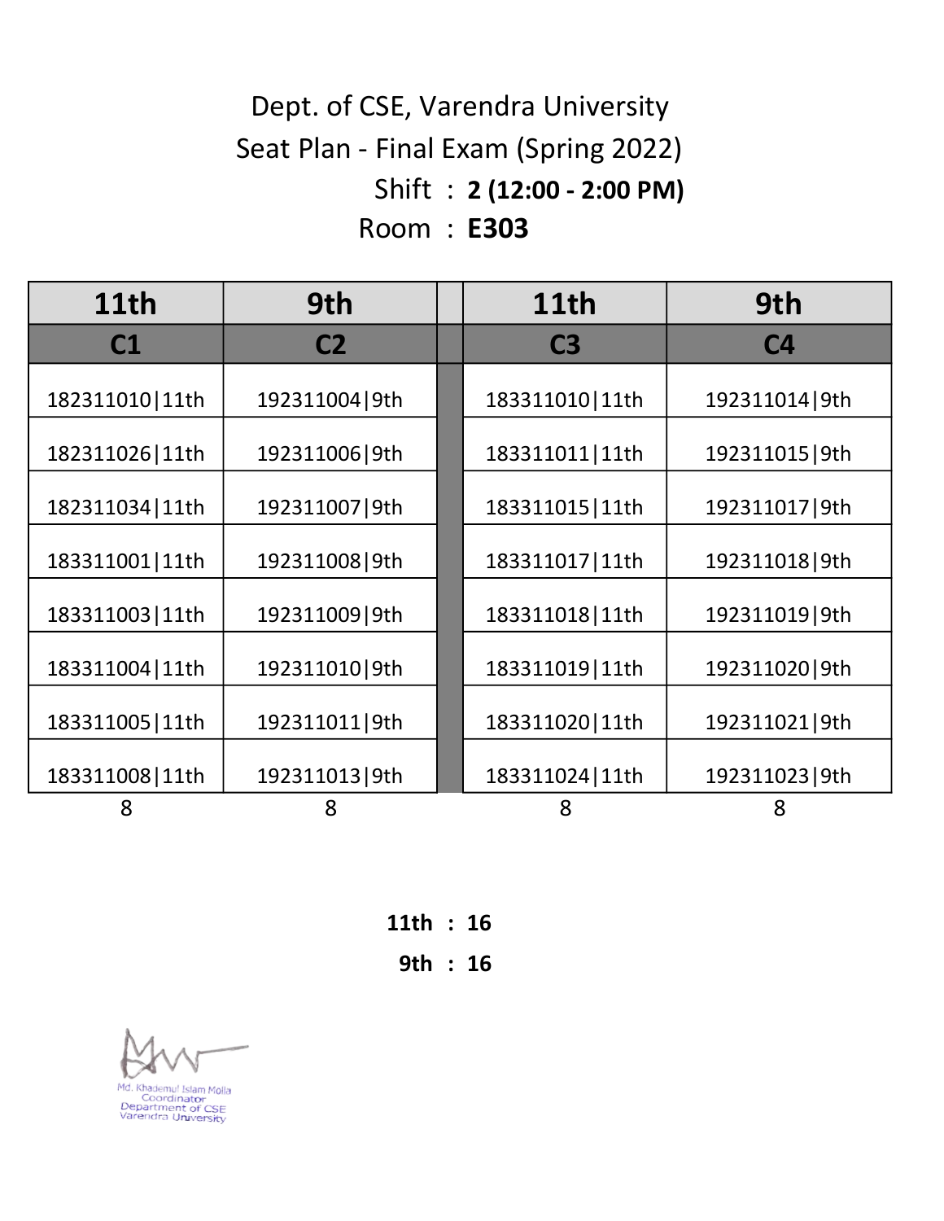Dept. of CSE, Varendra University

Seat Plan - Final Exam (Spring 2022)

Shift : **2 (12:00 - 2:00 PM)**

Room : **E303**

| 11th | 9th | | 11th | 9th |
|---|---|---|---|---|
| **C1** | **C2** | | **C3** | **C4** |
| 182311010\|11th | 192311004\|9th | | 183311010\|11th | 192311014\|9th |
| 182311026\|11th | 192311006\|9th | | 183311011\|11th | 192311015\|9th |
| 182311034\|11th | 192311007\|9th | | 183311015\|11th | 192311017\|9th |
| 183311001\|11th | 192311008\|9th | | 183311017\|11th | 192311018\|9th |
| 183311003\|11th | 192311009\|9th | | 183311018\|11th | 192311019\|9th |
| 183311004\|11th | 192311010\|9th | | 183311019\|11th | 192311020\|9th |
| 183311005\|11th | 192311011\|9th | | 183311020\|11th | 192311021\|9th |
| 183311008\|11th | 192311013\|9th | | 183311024\|11th | 192311023\|9th |
| 8 | 8 | | 8 | 8 |

**11th : 16**

**9th : 16**

Md. Khademul Islam Molla
Coordinator
Department of CSE
Varendra University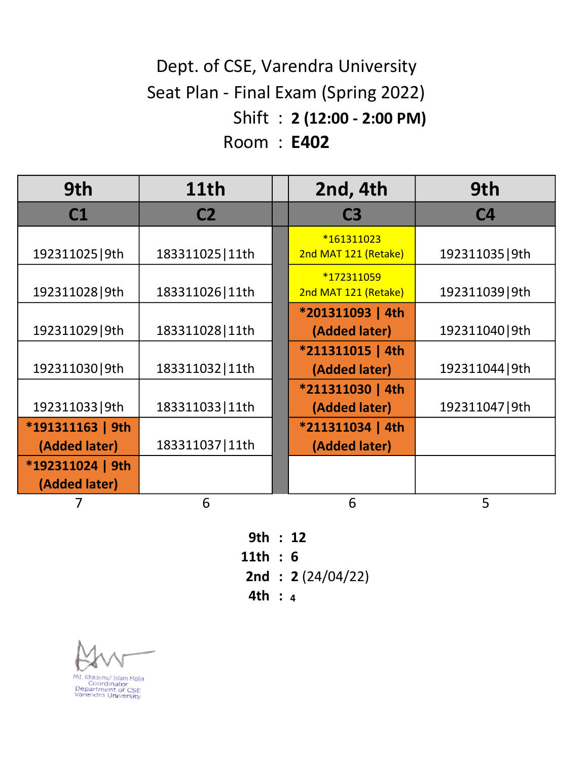Dept. of CSE, Varendra University

Seat Plan - Final Exam (Spring 2022)

Shift : **2 (12:00 - 2:00 PM)**

Room : **E402**

| 9th | 11th | | 2nd, 4th | 9th |
|---|---|---|---|---|
| **C1** | **C2** | | **C3** | **C4** |
| 192311025\|9th | 183311025\|11th | | *161311023 2nd MAT 121 (Retake) | 192311035\|9th |
| 192311028\|9th | 183311026\|11th | | *172311059 2nd MAT 121 (Retake) | 192311039\|9th |
| 192311029\|9th | 183311028\|11th | | ***201311093 \| 4th (Added later)** | 192311040\|9th |
| 192311030\|9th | 183311032\|11th | | ***211311015 \| 4th (Added later)** | 192311044\|9th |
| 192311033\|9th | 183311033\|11th | | ***211311030 \| 4th (Added later)** | 192311047\|9th |
| ***191311163 \| 9th (Added later)** | 183311037\|11th | | ***211311034 \| 4th (Added later)** | |
| ***192311024 \| 9th (Added later)** | | | | |
| 7 | 6 | | 6 | 5 |

**9th** : **12**

**11th** : **6**

**2nd** : **2** (24/04/22)

**4th** : **4**

Md. Khademul Islam Molla
Coordinator
Department of CSE
Varendra University